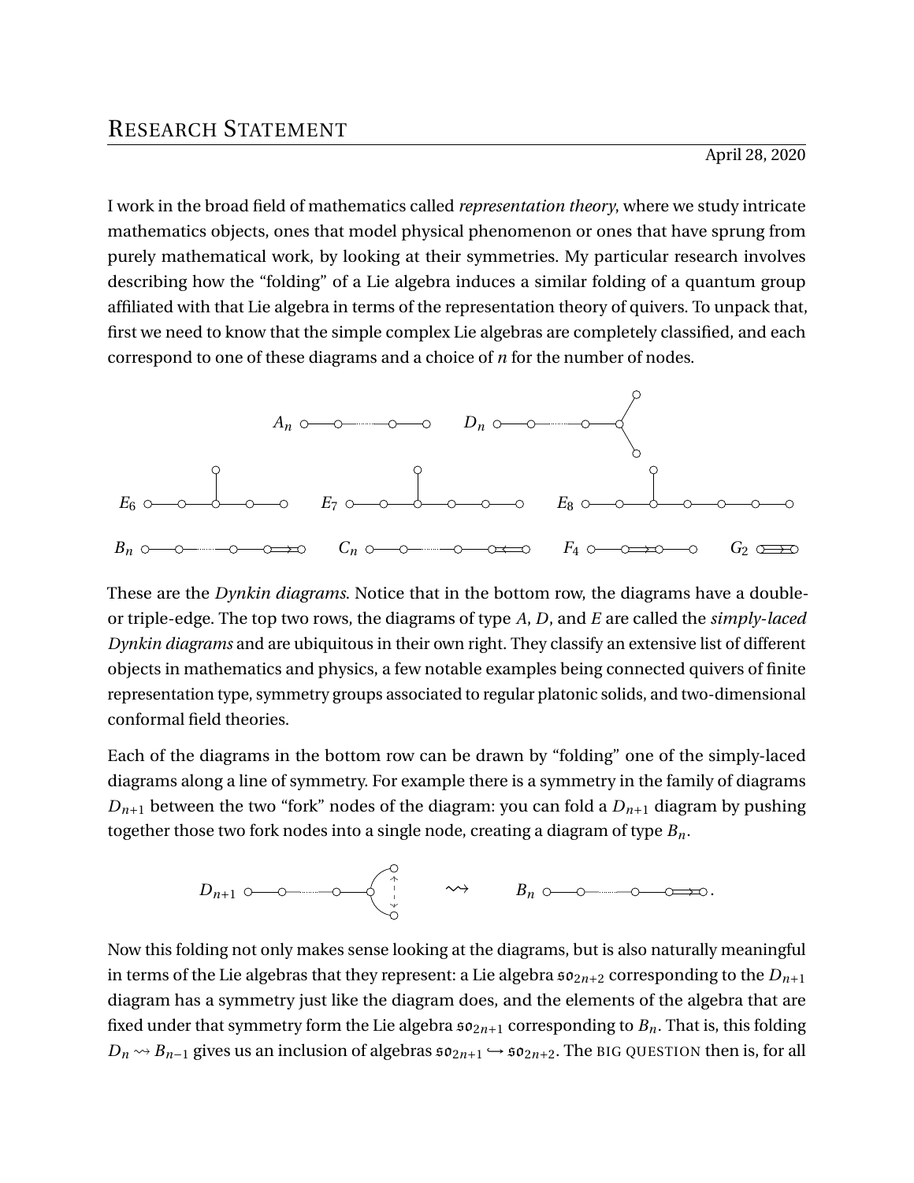# Research Statement

April 28, 2020

I work in the broad field of mathematics called *representation theory*, where we study intricate mathematics objects, ones that model physical phenomenon or ones that have sprung from purely mathematical work, by looking at their symmetries. My particular research involves describing how the "folding" of a Lie algebra induces a similar folding of a quantum group affiliated with that Lie algebra in terms of the representation theory of quivers. To unpack that, first we need to know that the simple complex Lie algebras are completely classified, and each correspond to one of these diagrams and a choice of $n$ for the number of nodes.

$A_n$ $D_n$

$E_6$ $E_7$ $E_8$

$B_n$ $C_n$ $F_4$ $G_2$

These are the *Dynkin diagrams*. Notice that in the bottom row, the diagrams have a double- or triple-edge. The top two rows, the diagrams of type $A$, $D$, and $E$ are called the *simply-laced Dynkin diagrams* and are ubiquitous in their own right. They classify an extensive list of different objects in mathematics and physics, a few notable examples being connected quivers of finite representation type, symmetry groups associated to regular platonic solids, and two-dimensional conformal field theories.

Each of the diagrams in the bottom row can be drawn by "folding" one of the simply-laced diagrams along a line of symmetry. For example there is a symmetry in the family of diagrams $D_{n+1}$ between the two "fork" nodes of the diagram: you can fold a $D_{n+1}$ diagram by pushing together those two fork nodes into a single node, creating a diagram of type $B_n$.

$$D_{n+1} \quad \rightsquigarrow \quad B_n.$$

Now this folding not only makes sense looking at the diagrams, but is also naturally meaningful in terms of the Lie algebras that they represent: a Lie algebra $\mathfrak{so}_{2n+2}$ corresponding to the $D_{n+1}$ diagram has a symmetry just like the diagram does, and the elements of the algebra that are fixed under that symmetry form the Lie algebra $\mathfrak{so}_{2n+1}$ corresponding to $B_n$. That is, this folding $D_n \rightsquigarrow B_{n-1}$ gives us an inclusion of algebras $\mathfrak{so}_{2n+1} \hookrightarrow \mathfrak{so}_{2n+2}$. The BIG QUESTION then is, for all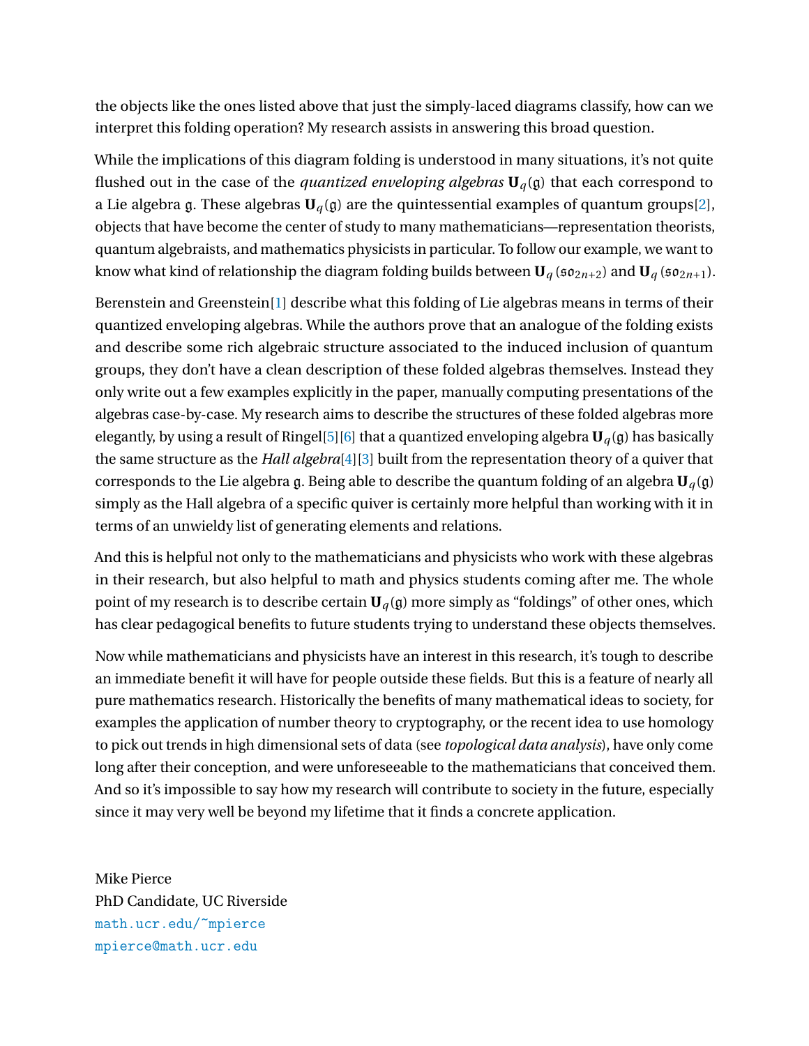the objects like the ones listed above that just the simply-laced diagrams classify, how can we interpret this folding operation? My research assists in answering this broad question.

While the implications of this diagram folding is understood in many situations, it's not quite flushed out in the case of the *quantized enveloping algebras* $\mathbf{U}_q(\mathfrak{g})$ that each correspond to a Lie algebra $\mathfrak{g}$. These algebras $\mathbf{U}_q(\mathfrak{g})$ are the quintessential examples of quantum groups[2], objects that have become the center of study to many mathematicians—representation theorists, quantum algebraists, and mathematics physicists in particular. To follow our example, we want to know what kind of relationship the diagram folding builds between $\mathbf{U}_q(\mathfrak{so}_{2n+2})$ and $\mathbf{U}_q(\mathfrak{so}_{2n+1})$.

Berenstein and Greenstein[1] describe what this folding of Lie algebras means in terms of their quantized enveloping algebras. While the authors prove that an analogue of the folding exists and describe some rich algebraic structure associated to the induced inclusion of quantum groups, they don't have a clean description of these folded algebras themselves. Instead they only write out a few examples explicitly in the paper, manually computing presentations of the algebras case-by-case. My research aims to describe the structures of these folded algebras more elegantly, by using a result of Ringel[5][6] that a quantized enveloping algebra $\mathbf{U}_q(\mathfrak{g})$ has basically the same structure as the *Hall algebra*[4][3] built from the representation theory of a quiver that corresponds to the Lie algebra $\mathfrak{g}$. Being able to describe the quantum folding of an algebra $\mathbf{U}_q(\mathfrak{g})$ simply as the Hall algebra of a specific quiver is certainly more helpful than working with it in terms of an unwieldy list of generating elements and relations.

And this is helpful not only to the mathematicians and physicists who work with these algebras in their research, but also helpful to math and physics students coming after me. The whole point of my research is to describe certain $\mathbf{U}_q(\mathfrak{g})$ more simply as "foldings" of other ones, which has clear pedagogical benefits to future students trying to understand these objects themselves.

Now while mathematicians and physicists have an interest in this research, it's tough to describe an immediate benefit it will have for people outside these fields. But this is a feature of nearly all pure mathematics research. Historically the benefits of many mathematical ideas to society, for examples the application of number theory to cryptography, or the recent idea to use homology to pick out trends in high dimensional sets of data (see *topological data analysis*), have only come long after their conception, and were unforeseeable to the mathematicians that conceived them. And so it's impossible to say how my research will contribute to society in the future, especially since it may very well be beyond my lifetime that it finds a concrete application.

Mike Pierce
PhD Candidate, UC Riverside
math.ucr.edu/~mpierce
mpierce@math.ucr.edu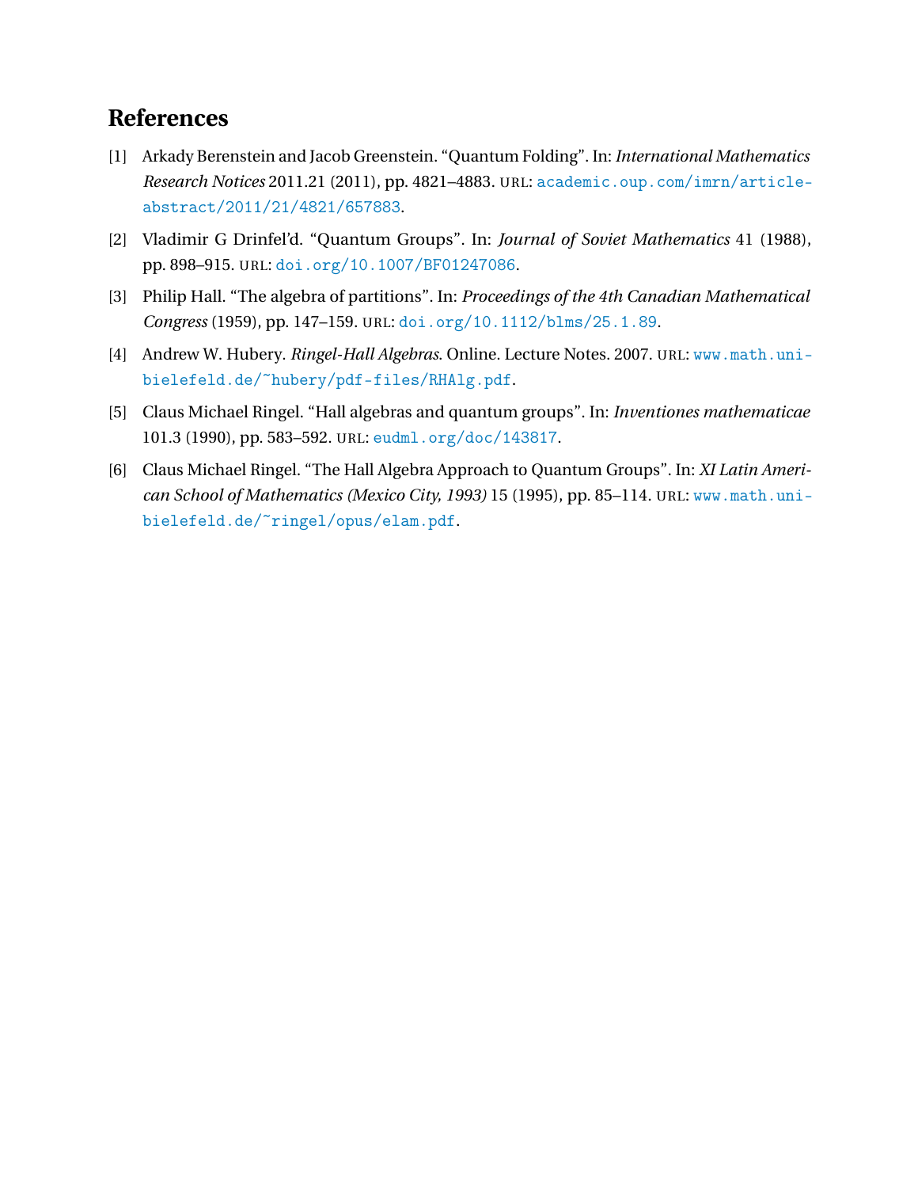# References

[1] Arkady Berenstein and Jacob Greenstein. "Quantum Folding". In: *International Mathematics Research Notices* 2011.21 (2011), pp. 4821–4883. URL: academic.oup.com/imrn/article-abstract/2011/21/4821/657883.

[2] Vladimir G Drinfel'd. "Quantum Groups". In: *Journal of Soviet Mathematics* 41 (1988), pp. 898–915. URL: doi.org/10.1007/BF01247086.

[3] Philip Hall. "The algebra of partitions". In: *Proceedings of the 4th Canadian Mathematical Congress* (1959), pp. 147–159. URL: doi.org/10.1112/blms/25.1.89.

[4] Andrew W. Hubery. *Ringel-Hall Algebras*. Online. Lecture Notes. 2007. URL: www.math.uni-bielefeld.de/~hubery/pdf-files/RHAlg.pdf.

[5] Claus Michael Ringel. "Hall algebras and quantum groups". In: *Inventiones mathematicae* 101.3 (1990), pp. 583–592. URL: eudml.org/doc/143817.

[6] Claus Michael Ringel. "The Hall Algebra Approach to Quantum Groups". In: *XI Latin American School of Mathematics (Mexico City, 1993)* 15 (1995), pp. 85–114. URL: www.math.uni-bielefeld.de/~ringel/opus/elam.pdf.